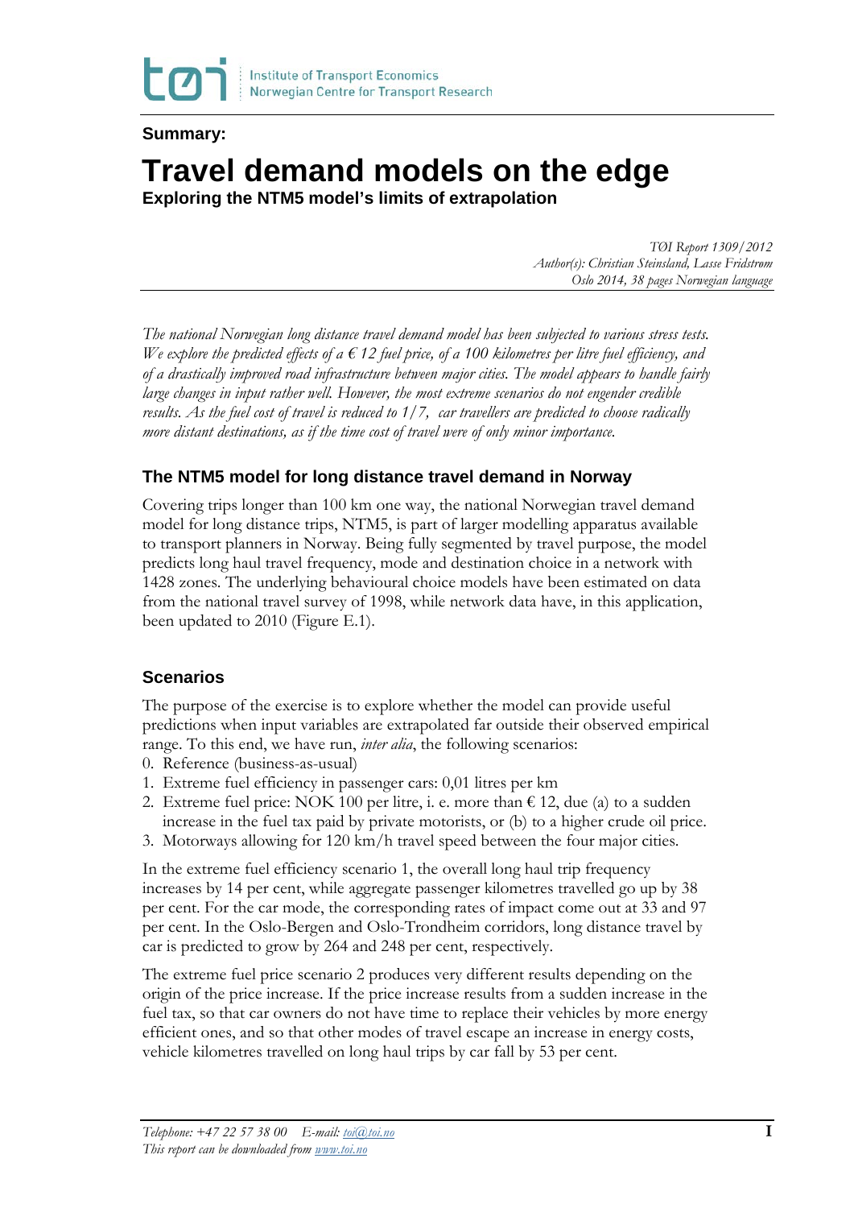**Summary:**

# Travel demand models on the edge

**Exploring the NTM5 model's limits of extrapolation**

*TØI Report 1309/2012*
*Author(s): Christian Steinsland, Lasse Fridstrøm*
*Oslo 2014, 38 pages Norwegian language*

*The national Norwegian long distance travel demand model has been subjected to various stress tests. We explore the predicted effects of a € 12 fuel price, of a 100 kilometres per litre fuel efficiency, and of a drastically improved road infrastructure between major cities. The model appears to handle fairly large changes in input rather well. However, the most extreme scenarios do not engender credible results. As the fuel cost of travel is reduced to 1/7, car travellers are predicted to choose radically more distant destinations, as if the time cost of travel were of only minor importance.*

## The NTM5 model for long distance travel demand in Norway

Covering trips longer than 100 km one way, the national Norwegian travel demand model for long distance trips, NTM5, is part of larger modelling apparatus available to transport planners in Norway. Being fully segmented by travel purpose, the model predicts long haul travel frequency, mode and destination choice in a network with 1428 zones. The underlying behavioural choice models have been estimated on data from the national travel survey of 1998, while network data have, in this application, been updated to 2010 (Figure E.1).

## Scenarios

The purpose of the exercise is to explore whether the model can provide useful predictions when input variables are extrapolated far outside their observed empirical range. To this end, we have run, *inter alia*, the following scenarios:

0. Reference (business-as-usual)
1. Extreme fuel efficiency in passenger cars: 0,01 litres per km
2. Extreme fuel price: NOK 100 per litre, i. e. more than € 12, due (a) to a sudden increase in the fuel tax paid by private motorists, or (b) to a higher crude oil price.
3. Motorways allowing for 120 km/h travel speed between the four major cities.

In the extreme fuel efficiency scenario 1, the overall long haul trip frequency increases by 14 per cent, while aggregate passenger kilometres travelled go up by 38 per cent. For the car mode, the corresponding rates of impact come out at 33 and 97 per cent. In the Oslo-Bergen and Oslo-Trondheim corridors, long distance travel by car is predicted to grow by 264 and 248 per cent, respectively.

The extreme fuel price scenario 2 produces very different results depending on the origin of the price increase. If the price increase results from a sudden increase in the fuel tax, so that car owners do not have time to replace their vehicles by more energy efficient ones, and so that other modes of travel escape an increase in energy costs, vehicle kilometres travelled on long haul trips by car fall by 53 per cent.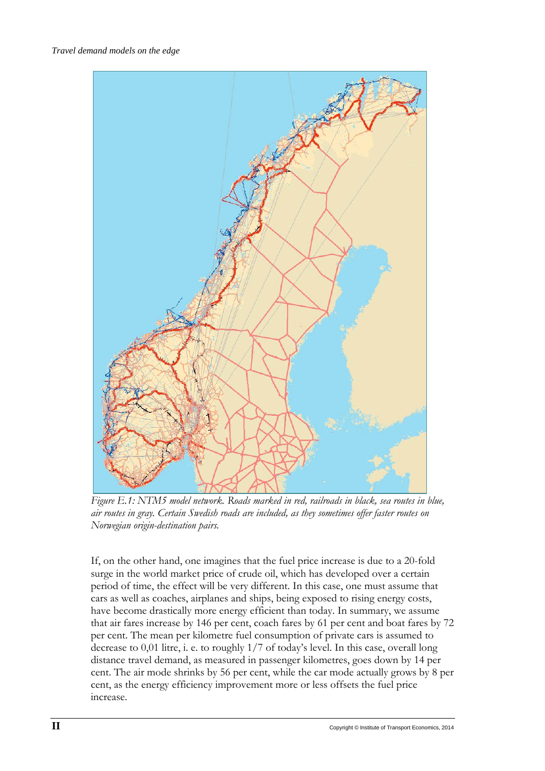*Figure E.1: NTM5 model network. Roads marked in red, railroads in black, sea routes in blue, air routes in gray. Certain Swedish roads are included, as they sometimes offer faster routes on Norwegian origin-destination pairs.*

If, on the other hand, one imagines that the fuel price increase is due to a 20-fold surge in the world market price of crude oil, which has developed over a certain period of time, the effect will be very different. In this case, one must assume that cars as well as coaches, airplanes and ships, being exposed to rising energy costs, have become drastically more energy efficient than today. In summary, we assume that air fares increase by 146 per cent, coach fares by 61 per cent and boat fares by 72 per cent. The mean per kilometre fuel consumption of private cars is assumed to decrease to 0,01 litre, i. e. to roughly 1/7 of today's level. In this case, overall long distance travel demand, as measured in passenger kilometres, goes down by 14 per cent. The air mode shrinks by 56 per cent, while the car mode actually grows by 8 per cent, as the energy efficiency improvement more or less offsets the fuel price increase.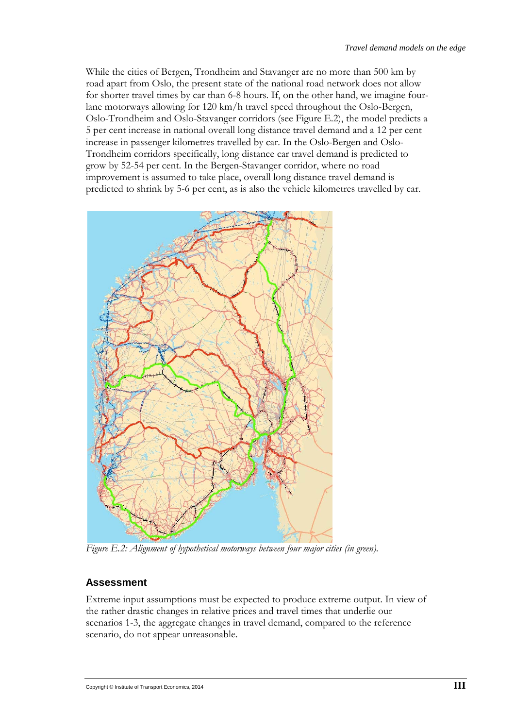While the cities of Bergen, Trondheim and Stavanger are no more than 500 km by road apart from Oslo, the present state of the national road network does not allow for shorter travel times by car than 6-8 hours. If, on the other hand, we imagine four-lane motorways allowing for 120 km/h travel speed throughout the Oslo-Bergen, Oslo-Trondheim and Oslo-Stavanger corridors (see Figure E.2), the model predicts a 5 per cent increase in national overall long distance travel demand and a 12 per cent increase in passenger kilometres travelled by car. In the Oslo-Bergen and Oslo-Trondheim corridors specifically, long distance car travel demand is predicted to grow by 52-54 per cent. In the Bergen-Stavanger corridor, where no road improvement is assumed to take place, overall long distance travel demand is predicted to shrink by 5-6 per cent, as is also the vehicle kilometres travelled by car.

*Figure E.2: Alignment of hypothetical motorways between four major cities (in green).*

## Assessment

Extreme input assumptions must be expected to produce extreme output. In view of the rather drastic changes in relative prices and travel times that underlie our scenarios 1-3, the aggregate changes in travel demand, compared to the reference scenario, do not appear unreasonable.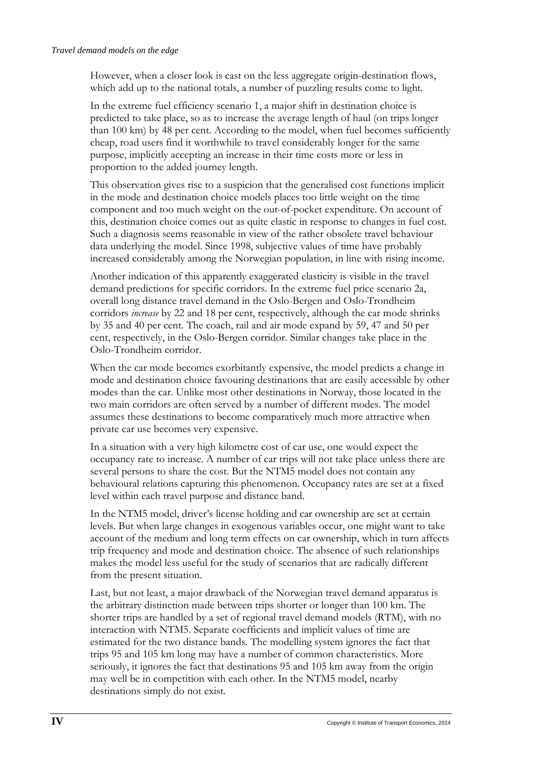However, when a closer look is cast on the less aggregate origin-destination flows, which add up to the national totals, a number of puzzling results come to light.

In the extreme fuel efficiency scenario 1, a major shift in destination choice is predicted to take place, so as to increase the average length of haul (on trips longer than 100 km) by 48 per cent. According to the model, when fuel becomes sufficiently cheap, road users find it worthwhile to travel considerably longer for the same purpose, implicitly accepting an increase in their time costs more or less in proportion to the added journey length.

This observation gives rise to a suspicion that the generalised cost functions implicit in the mode and destination choice models places too little weight on the time component and too much weight on the out-of-pocket expenditure. On account of this, destination choice comes out as quite elastic in response to changes in fuel cost. Such a diagnosis seems reasonable in view of the rather obsolete travel behaviour data underlying the model. Since 1998, subjective values of time have probably increased considerably among the Norwegian population, in line with rising income.

Another indication of this apparently exaggerated elasticity is visible in the travel demand predictions for specific corridors. In the extreme fuel price scenario 2a, overall long distance travel demand in the Oslo-Bergen and Oslo-Trondheim corridors *increase* by 22 and 18 per cent, respectively, although the car mode shrinks by 35 and 40 per cent. The coach, rail and air mode expand by 59, 47 and 50 per cent, respectively, in the Oslo-Bergen corridor. Similar changes take place in the Oslo-Trondheim corridor.

When the car mode becomes exorbitantly expensive, the model predicts a change in mode and destination choice favouring destinations that are easily accessible by other modes than the car. Unlike most other destinations in Norway, those located in the two main corridors are often served by a number of different modes. The model assumes these destinations to become comparatively much more attractive when private car use becomes very expensive.

In a situation with a very high kilometre cost of car use, one would expect the occupancy rate to increase. A number of car trips will not take place unless there are several persons to share the cost. But the NTM5 model does not contain any behavioural relations capturing this phenomenon. Occupancy rates are set at a fixed level within each travel purpose and distance band.

In the NTM5 model, driver's license holding and car ownership are set at certain levels. But when large changes in exogenous variables occur, one might want to take account of the medium and long term effects on car ownership, which in turn affects trip frequency and mode and destination choice. The absence of such relationships makes the model less useful for the study of scenarios that are radically different from the present situation.

Last, but not least, a major drawback of the Norwegian travel demand apparatus is the arbitrary distinction made between trips shorter or longer than 100 km. The shorter trips are handled by a set of regional travel demand models (RTM), with no interaction with NTM5. Separate coefficients and implicit values of time are estimated for the two distance bands. The modelling system ignores the fact that trips 95 and 105 km long may have a number of common characteristics. More seriously, it ignores the fact that destinations 95 and 105 km away from the origin may well be in competition with each other. In the NTM5 model, nearby destinations simply do not exist.